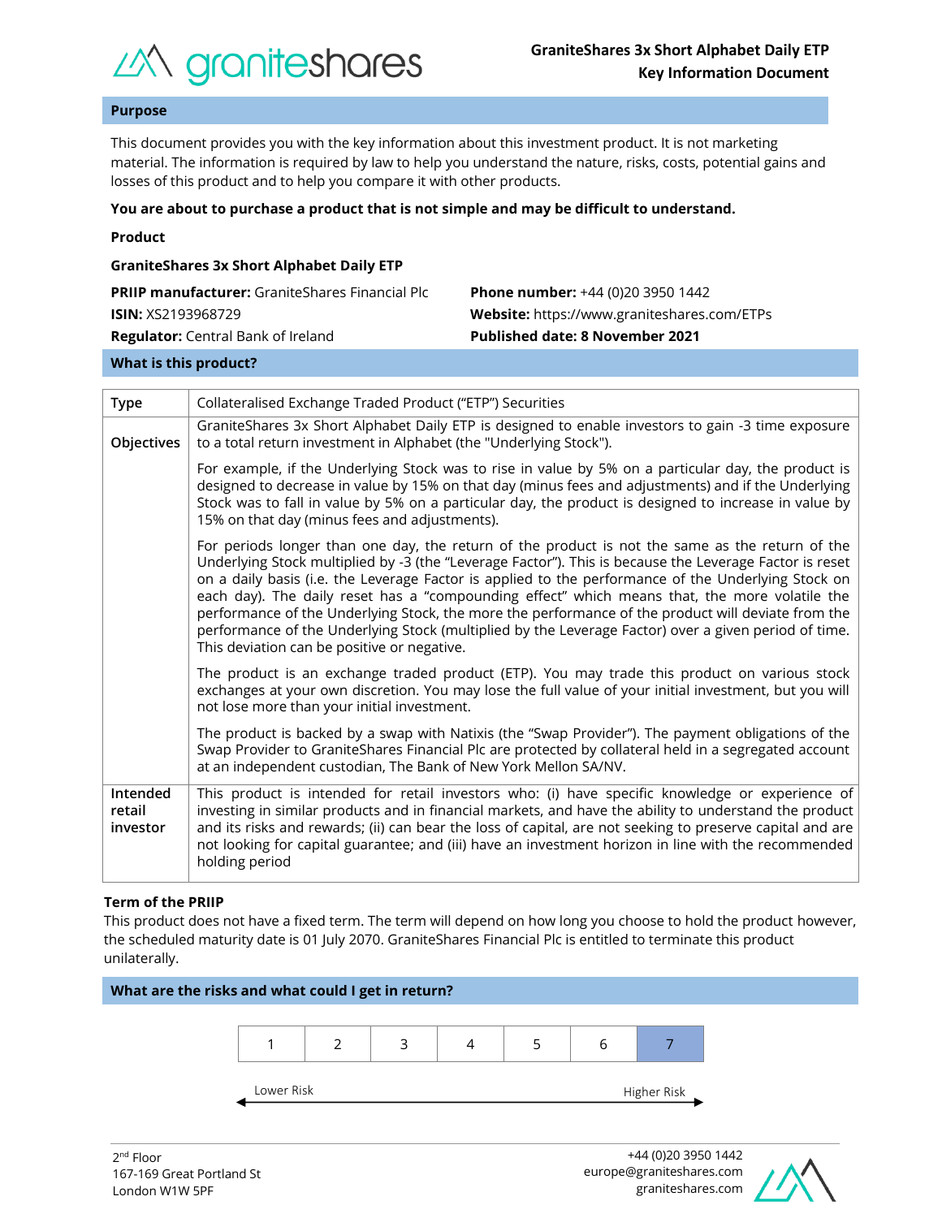# GraniteShares 3x Short Alphabet Daily ETP
## Key Information Document

## Purpose

This document provides you with the key information about this investment product. It is not marketing material. The information is required by law to help you understand the nature, risks, costs, potential gains and losses of this product and to help you compare it with other products.

**You are about to purchase a product that is not simple and may be difficult to understand.**

**Product**

**GraniteShares 3x Short Alphabet Daily ETP**

**PRIIP manufacturer:** GraniteShares Financial Plc
**ISIN:** XS2193968729
**Regulator:** Central Bank of Ireland

**Phone number:** +44 (0)20 3950 1442
**Website:** https://www.graniteshares.com/ETPs
**Published date: 8 November 2021**

## What is this product?

| | |
|---|---|
| **Type** | Collateralised Exchange Traded Product ("ETP") Securities |
| **Objectives** | GraniteShares 3x Short Alphabet Daily ETP is designed to enable investors to gain -3 time exposure to a total return investment in Alphabet (the "Underlying Stock").<br><br>For example, if the Underlying Stock was to rise in value by 5% on a particular day, the product is designed to decrease in value by 15% on that day (minus fees and adjustments) and if the Underlying Stock was to fall in value by 5% on a particular day, the product is designed to increase in value by 15% on that day (minus fees and adjustments).<br><br>For periods longer than one day, the return of the product is not the same as the return of the Underlying Stock multiplied by -3 (the "Leverage Factor"). This is because the Leverage Factor is reset on a daily basis (i.e. the Leverage Factor is applied to the performance of the Underlying Stock on each day). The daily reset has a "compounding effect" which means that, the more volatile the performance of the Underlying Stock, the more the performance of the product will deviate from the performance of the Underlying Stock (multiplied by the Leverage Factor) over a given period of time. This deviation can be positive or negative.<br><br>The product is an exchange traded product (ETP). You may trade this product on various stock exchanges at your own discretion. You may lose the full value of your initial investment, but you will not lose more than your initial investment.<br><br>The product is backed by a swap with Natixis (the "Swap Provider"). The payment obligations of the Swap Provider to GraniteShares Financial Plc are protected by collateral held in a segregated account at an independent custodian, The Bank of New York Mellon SA/NV. |
| **Intended retail investor** | This product is intended for retail investors who: (i) have specific knowledge or experience of investing in similar products and in financial markets, and have the ability to understand the product and its risks and rewards; (ii) can bear the loss of capital, are not seeking to preserve capital and are not looking for capital guarantee; and (iii) have an investment horizon in line with the recommended holding period |

**Term of the PRIIP**

This product does not have a fixed term. The term will depend on how long you choose to hold the product however, the scheduled maturity date is 01 July 2070. GraniteShares Financial Plc is entitled to terminate this product unilaterally.

## What are the risks and what could I get in return?

| 1 | 2 | 3 | 4 | 5 | 6 | **7** |
|---|---|---|---|---|---|---|

Lower Risk ← → Higher Risk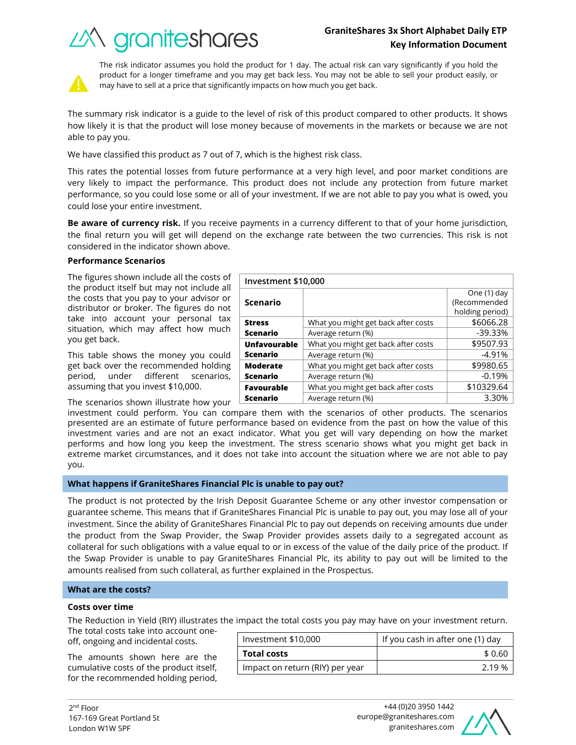The risk indicator assumes you hold the product for 1 day. The actual risk can vary significantly if you hold the product for a longer timeframe and you may get back less. You may not be able to sell your product easily, or may have to sell at a price that significantly impacts on how much you get back.

The summary risk indicator is a guide to the level of risk of this product compared to other products. It shows how likely it is that the product will lose money because of movements in the markets or because we are not able to pay you.

We have classified this product as 7 out of 7, which is the highest risk class.

This rates the potential losses from future performance at a very high level, and poor market conditions are very likely to impact the performance. This product does not include any protection from future market performance, so you could lose some or all of your investment. If we are not able to pay you what is owed, you could lose your entire investment.

**Be aware of currency risk.** If you receive payments in a currency different to that of your home jurisdiction, the final return you will get will depend on the exchange rate between the two currencies. This risk is not considered in the indicator shown above.

**Performance Scenarios**

The figures shown include all the costs of the product itself but may not include all the costs that you pay to your advisor or distributor or broker. The figures do not take into account your personal tax situation, which may affect how much you get back.

This table shows the money you could get back over the recommended holding period, under different scenarios, assuming that you invest $10,000.

| Investment $10,000 | | |
|---|---|---|
| **Scenario** | | One (1) day (Recommended holding period) |
| **Stress Scenario** | What you might get back after costs | $6066.28 |
| | Average return (%) | -39.33% |
| **Unfavourable Scenario** | What you might get back after costs | $9507.93 |
| | Average return (%) | -4.91% |
| **Moderate Scenario** | What you might get back after costs | $9980.65 |
| | Average return (%) | -0.19% |
| **Favourable Scenario** | What you might get back after costs | $10329.64 |
| | Average return (%) | 3.30% |

The scenarios shown illustrate how your investment could perform. You can compare them with the scenarios of other products. The scenarios presented are an estimate of future performance based on evidence from the past on how the value of this investment varies and are not an exact indicator. What you get will vary depending on how the market performs and how long you keep the investment. The stress scenario shows what you might get back in extreme market circumstances, and it does not take into account the situation where we are not able to pay you.

## What happens if GraniteShares Financial Plc is unable to pay out?

The product is not protected by the Irish Deposit Guarantee Scheme or any other investor compensation or guarantee scheme. This means that if GraniteShares Financial Plc is unable to pay out, you may lose all of your investment. Since the ability of GraniteShares Financial Plc to pay out depends on receiving amounts due under the product from the Swap Provider, the Swap Provider provides assets daily to a segregated account as collateral for such obligations with a value equal to or in excess of the value of the daily price of the product. If the Swap Provider is unable to pay GraniteShares Financial Plc, its ability to pay out will be limited to the amounts realised from such collateral, as further explained in the Prospectus.

## What are the costs?

**Costs over time**

The Reduction in Yield (RIY) illustrates the impact the total costs you pay may have on your investment return. The total costs take into account one-off, ongoing and incidental costs.

The amounts shown here are the cumulative costs of the product itself, for the recommended holding period,

| Investment $10,000 | If you cash in after one (1) day |
|---|---|
| **Total costs** | $ 0.60 |
| Impact on return (RIY) per year | 2.19 % |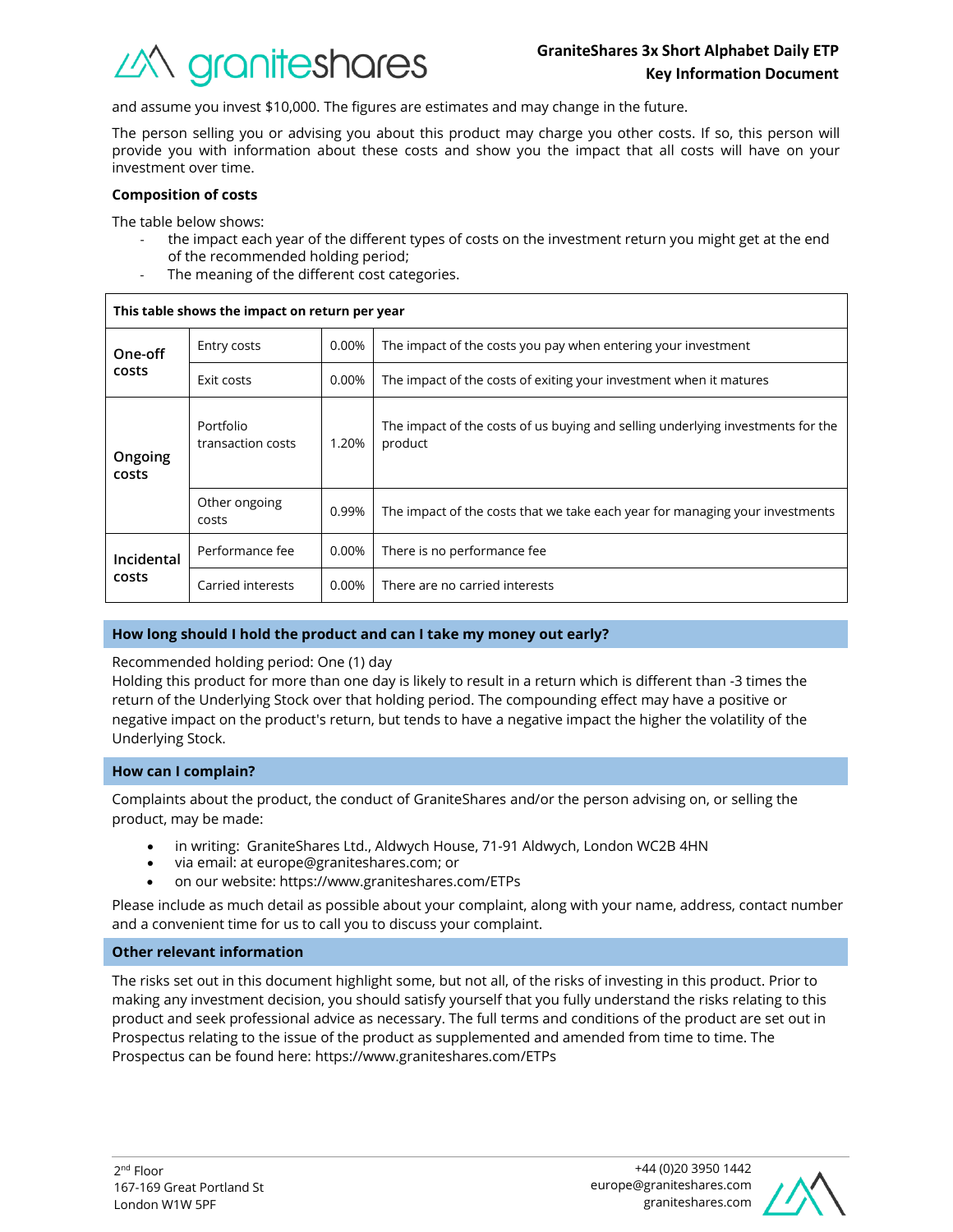and assume you invest $10,000. The figures are estimates and may change in the future.

The person selling you or advising you about this product may charge you other costs. If so, this person will provide you with information about these costs and show you the impact that all costs will have on your investment over time.

**Composition of costs**

The table below shows:

- the impact each year of the different types of costs on the investment return you might get at the end of the recommended holding period;
- The meaning of the different cost categories.

| This table shows the impact on return per year | | | |
|---|---|---|---|
| One-off costs | Entry costs | 0.00% | The impact of the costs you pay when entering your investment |
| | Exit costs | 0.00% | The impact of the costs of exiting your investment when it matures |
| Ongoing costs | Portfolio transaction costs | 1.20% | The impact of the costs of us buying and selling underlying investments for the product |
| | Other ongoing costs | 0.99% | The impact of the costs that we take each year for managing your investments |
| Incidental costs | Performance fee | 0.00% | There is no performance fee |
| | Carried interests | 0.00% | There are no carried interests |

## How long should I hold the product and can I take my money out early?

Recommended holding period: One (1) day
Holding this product for more than one day is likely to result in a return which is different than -3 times the return of the Underlying Stock over that holding period. The compounding effect may have a positive or negative impact on the product's return, but tends to have a negative impact the higher the volatility of the Underlying Stock.

## How can I complain?

Complaints about the product, the conduct of GraniteShares and/or the person advising on, or selling the product, may be made:

- in writing: GraniteShares Ltd., Aldwych House, 71-91 Aldwych, London WC2B 4HN
- via email: at europe@graniteshares.com; or
- on our website: https://www.graniteshares.com/ETPs

Please include as much detail as possible about your complaint, along with your name, address, contact number and a convenient time for us to call you to discuss your complaint.

## Other relevant information

The risks set out in this document highlight some, but not all, of the risks of investing in this product. Prior to making any investment decision, you should satisfy yourself that you fully understand the risks relating to this product and seek professional advice as necessary. The full terms and conditions of the product are set out in Prospectus relating to the issue of the product as supplemented and amended from time to time. The Prospectus can be found here: https://www.graniteshares.com/ETPs